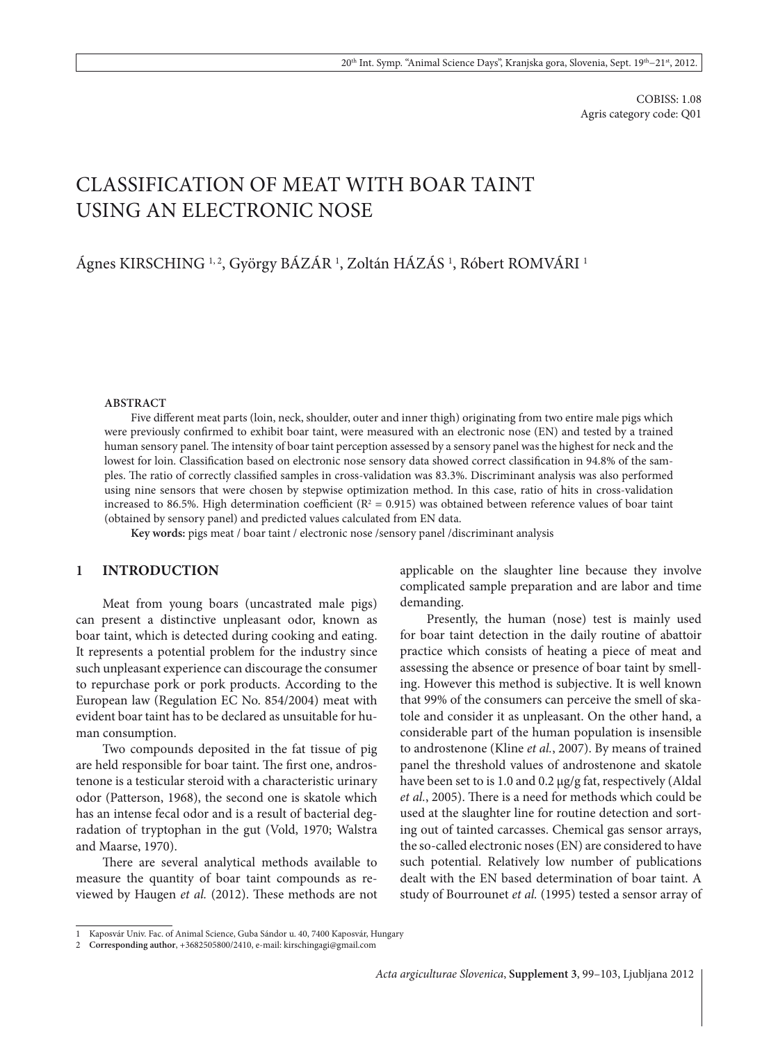COBISS: 1.08
Agris category code: Q01

# CLASSIFICATION OF MEAT WITH BOAR TAINT USING AN ELECTRONIC NOSE

Ágnes KIRSCHING [1,2], György BÁZÁR [1], Zoltán HÁZÁS [1], Róbert ROMVÁRI [1]

**ABSTRACT**

Five different meat parts (loin, neck, shoulder, outer and inner thigh) originating from two entire male pigs which were previously confirmed to exhibit boar taint, were measured with an electronic nose (EN) and tested by a trained human sensory panel. The intensity of boar taint perception assessed by a sensory panel was the highest for neck and the lowest for loin. Classification based on electronic nose sensory data showed correct classification in 94.8% of the samples. The ratio of correctly classified samples in cross-validation was 83.3%. Discriminant analysis was also performed using nine sensors that were chosen by stepwise optimization method. In this case, ratio of hits in cross-validation increased to 86.5%. High determination coefficient ($R^2 = 0.915$) was obtained between reference values of boar taint (obtained by sensory panel) and predicted values calculated from EN data.

**Key words:** pigs meat / boar taint / electronic nose /sensory panel /discriminant analysis

## 1 INTRODUCTION

Meat from young boars (uncastrated male pigs) can present a distinctive unpleasant odor, known as boar taint, which is detected during cooking and eating. It represents a potential problem for the industry since such unpleasant experience can discourage the consumer to repurchase pork or pork products. According to the European law (Regulation EC No. 854/2004) meat with evident boar taint has to be declared as unsuitable for human consumption.

Two compounds deposited in the fat tissue of pig are held responsible for boar taint. The first one, androstenone is a testicular steroid with a characteristic urinary odor (Patterson, 1968), the second one is skatole which has an intense fecal odor and is a result of bacterial degradation of tryptophan in the gut (Vold, 1970; Walstra and Maarse, 1970).

There are several analytical methods available to measure the quantity of boar taint compounds as reviewed by Haugen *et al.* (2012). These methods are not applicable on the slaughter line because they involve complicated sample preparation and are labor and time demanding.

Presently, the human (nose) test is mainly used for boar taint detection in the daily routine of abattoir practice which consists of heating a piece of meat and assessing the absence or presence of boar taint by smelling. However this method is subjective. It is well known that 99% of the consumers can perceive the smell of skatole and consider it as unpleasant. On the other hand, a considerable part of the human population is insensible to androstenone (Kline *et al.*, 2007). By means of trained panel the threshold values of androstenone and skatole have been set to is 1.0 and 0.2 μg/g fat, respectively (Aldal *et al.*, 2005). There is a need for methods which could be used at the slaughter line for routine detection and sorting out of tainted carcasses. Chemical gas sensor arrays, the so-called electronic noses (EN) are considered to have such potential. Relatively low number of publications dealt with the EN based determination of boar taint. A study of Bourrounet *et al.* (1995) tested a sensor array of

---

1 Kaposvár Univ. Fac. of Animal Science, Guba Sándor u. 40, 7400 Kaposvár, Hungary
2 **Corresponding author**, +3682505800/2410, e-mail: kirschingagi@gmail.com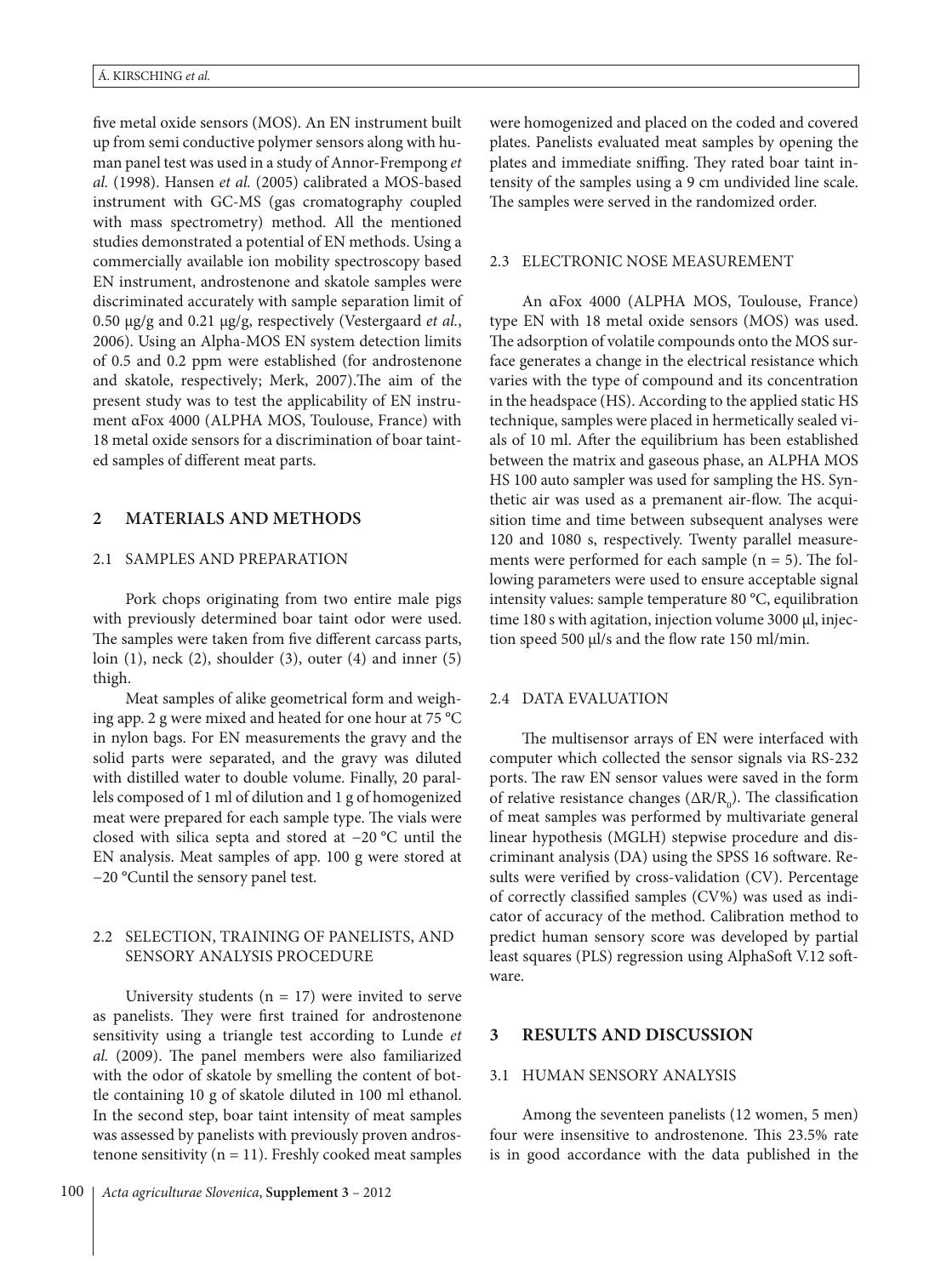five metal oxide sensors (MOS). An EN instrument built up from semi conductive polymer sensors along with human panel test was used in a study of Annor-Frempong *et al.* (1998). Hansen *et al.* (2005) calibrated a MOS-based instrument with GC-MS (gas cromatography coupled with mass spectrometry) method. All the mentioned studies demonstrated a potential of EN methods. Using a commercially available ion mobility spectroscopy based EN instrument, androstenone and skatole samples were discriminated accurately with sample separation limit of 0.50 μg/g and 0.21 μg/g, respectively (Vestergaard *et al.*, 2006). Using an Alpha-MOS EN system detection limits of 0.5 and 0.2 ppm were established (for androstenone and skatole, respectively; Merk, 2007).The aim of the present study was to test the applicability of EN instrument αFox 4000 (ALPHA MOS, Toulouse, France) with 18 metal oxide sensors for a discrimination of boar tainted samples of different meat parts.

## 2 MATERIALS AND METHODS

### 2.1 SAMPLES AND PREPARATION

Pork chops originating from two entire male pigs with previously determined boar taint odor were used. The samples were taken from five different carcass parts, loin (1), neck (2), shoulder (3), outer (4) and inner (5) thigh.

Meat samples of alike geometrical form and weighing app. 2 g were mixed and heated for one hour at 75 °C in nylon bags. For EN measurements the gravy and the solid parts were separated, and the gravy was diluted with distilled water to double volume. Finally, 20 parallels composed of 1 ml of dilution and 1 g of homogenized meat were prepared for each sample type. The vials were closed with silica septa and stored at −20 °C until the EN analysis. Meat samples of app. 100 g were stored at −20 °Cuntil the sensory panel test.

### 2.2 SELECTION, TRAINING OF PANELISTS, AND SENSORY ANALYSIS PROCEDURE

University students (n = 17) were invited to serve as panelists. They were first trained for androstenone sensitivity using a triangle test according to Lunde *et al.* (2009). The panel members were also familiarized with the odor of skatole by smelling the content of bottle containing 10 g of skatole diluted in 100 ml ethanol. In the second step, boar taint intensity of meat samples was assessed by panelists with previously proven androstenone sensitivity (n = 11). Freshly cooked meat samples were homogenized and placed on the coded and covered plates. Panelists evaluated meat samples by opening the plates and immediate sniffing. They rated boar taint intensity of the samples using a 9 cm undivided line scale. The samples were served in the randomized order.

### 2.3 ELECTRONIC NOSE MEASUREMENT

An αFox 4000 (ALPHA MOS, Toulouse, France) type EN with 18 metal oxide sensors (MOS) was used. The adsorption of volatile compounds onto the MOS surface generates a change in the electrical resistance which varies with the type of compound and its concentration in the headspace (HS). According to the applied static HS technique, samples were placed in hermetically sealed vials of 10 ml. After the equilibrium has been established between the matrix and gaseous phase, an ALPHA MOS HS 100 auto sampler was used for sampling the HS. Synthetic air was used as a premanent air-flow. The acquisition time and time between subsequent analyses were 120 and 1080 s, respectively. Twenty parallel measurements were performed for each sample (n = 5). The following parameters were used to ensure acceptable signal intensity values: sample temperature 80 °C, equilibration time 180 s with agitation, injection volume 3000 μl, injection speed 500 μl/s and the flow rate 150 ml/min.

### 2.4 DATA EVALUATION

The multisensor arrays of EN were interfaced with computer which collected the sensor signals via RS-232 ports. The raw EN sensor values were saved in the form of relative resistance changes ($\Delta R/R_0$). The classification of meat samples was performed by multivariate general linear hypothesis (MGLH) stepwise procedure and discriminant analysis (DA) using the SPSS 16 software. Results were verified by cross-validation (CV). Percentage of correctly classified samples (CV%) was used as indicator of accuracy of the method. Calibration method to predict human sensory score was developed by partial least squares (PLS) regression using AlphaSoft V.12 software.

## 3 RESULTS AND DISCUSSION

### 3.1 HUMAN SENSORY ANALYSIS

Among the seventeen panelists (12 women, 5 men) four were insensitive to androstenone. This 23.5% rate is in good accordance with the data published in the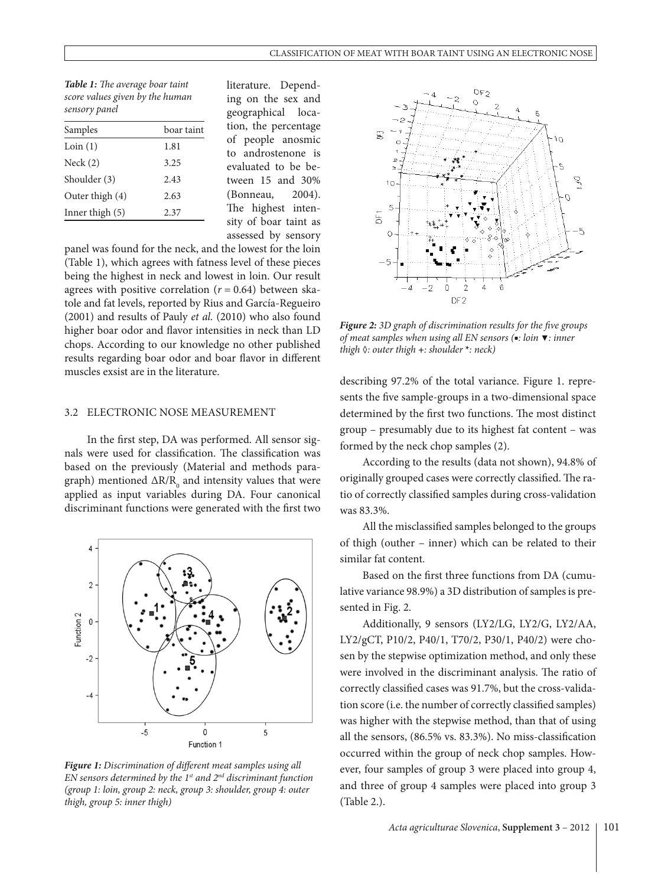*Table 1: The average boar taint score values given by the human sensory panel*

| Samples | boar taint |
|---|---|
| Loin (1) | 1.81 |
| Neck (2) | 3.25 |
| Shoulder (3) | 2.43 |
| Outer thigh (4) | 2.63 |
| Inner thigh (5) | 2.37 |

literature. Depending on the sex and geographical location, the percentage of people anosmic to androstenone is evaluated to be between 15 and 30% (Bonneau, 2004). The highest intensity of boar taint as assessed by sensory panel was found for the neck, and the lowest for the loin (Table 1), which agrees with fatness level of these pieces being the highest in neck and lowest in loin. Our result agrees with positive correlation ($r = 0.64$) between skatole and fat levels, reported by Rius and García-Regueiro (2001) and results of Pauly *et al.* (2010) who also found higher boar odor and flavor intensities in neck than LD chops. According to our knowledge no other published results regarding boar odor and boar flavor in different muscles exsist are in the literature.

## 3.2 ELECTRONIC NOSE MEASUREMENT

In the first step, DA was performed. All sensor signals were used for classification. The classification was based on the previously (Material and methods paragraph) mentioned $\Delta R/R_0$ and intensity values that were applied as input variables during DA. Four canonical discriminant functions were generated with the first two describing 97.2% of the total variance. Figure 1. represents the five sample-groups in a two-dimensional space determined by the first two functions. The most distinct group – presumably due to its highest fat content – was formed by the neck chop samples (2).

*Figure 1: Discrimination of different meat samples using all EN sensors determined by the 1st and 2nd discriminant function (group 1: loin, group 2: neck, group 3: shoulder, group 4: outer thigh, group 5: inner thigh)*

According to the results (data not shown), 94.8% of originally grouped cases were correctly classified. The ratio of correctly classified samples during cross-validation was 83.3%.

All the misclassified samples belonged to the groups of thigh (outher – inner) which can be related to their similar fat content.

Based on the first three functions from DA (cumulative variance 98.9%) a 3D distribution of samples is presented in Fig. 2.

*Figure 2: 3D graph of discrimination results for the five groups of meat samples when using all EN sensors (▪: loin ▼: inner thigh ◊: outer thigh +: shoulder *: neck)*

Additionally, 9 sensors (LY2/LG, LY2/G, LY2/AA, LY2/gCT, P10/2, P40/1, T70/2, P30/1, P40/2) were chosen by the stepwise optimization method, and only these were involved in the discriminant analysis. The ratio of correctly classified cases was 91.7%, but the cross-validation score (i.e. the number of correctly classified samples) was higher with the stepwise method, than that of using all the sensors, (86.5% vs. 83.3%). No miss-classification occurred within the group of neck chop samples. However, four samples of group 3 were placed into group 4, and three of group 4 samples were placed into group 3 (Table 2.).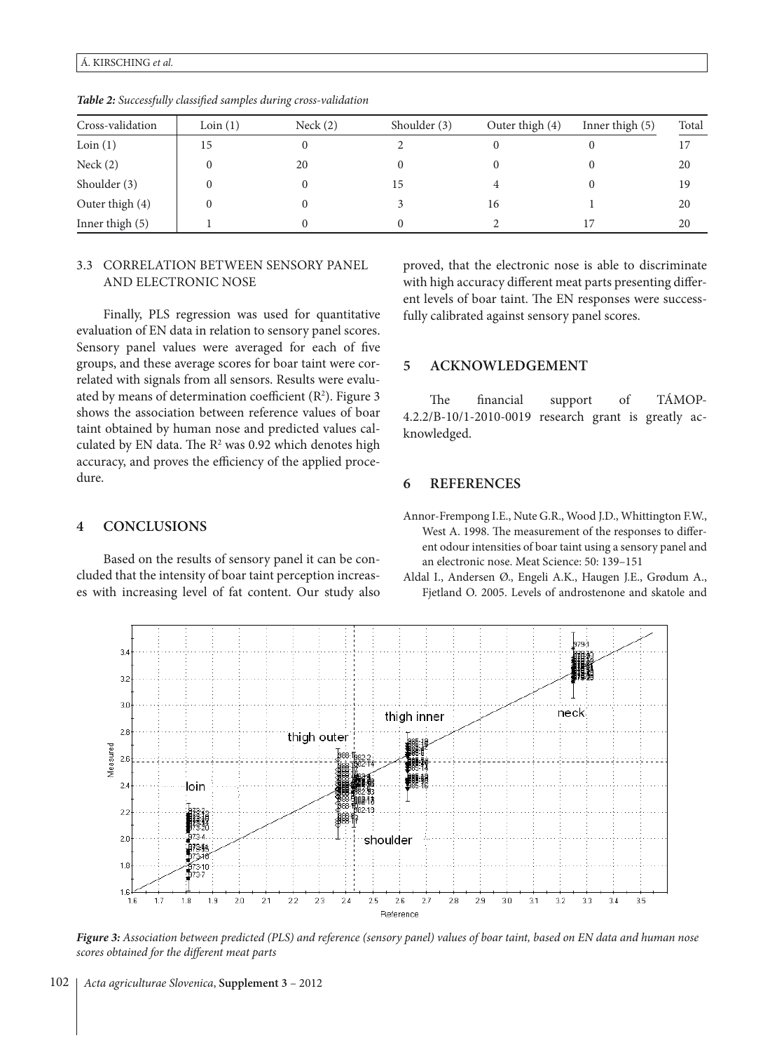*Table 2: Successfully classified samples during cross-validation*

| Cross-validation | Loin (1) | Neck (2) | Shoulder (3) | Outer thigh (4) | Inner thigh (5) | Total |
|---|---|---|---|---|---|---|
| Loin (1) | 15 | 0 | 2 | 0 | 0 | 17 |
| Neck (2) | 0 | 20 | 0 | 0 | 0 | 20 |
| Shoulder (3) | 0 | 0 | 15 | 4 | 0 | 19 |
| Outer thigh (4) | 0 | 0 | 3 | 16 | 1 | 20 |
| Inner thigh (5) | 1 | 0 | 0 | 2 | 17 | 20 |

### 3.3 CORRELATION BETWEEN SENSORY PANEL AND ELECTRONIC NOSE

Finally, PLS regression was used for quantitative evaluation of EN data in relation to sensory panel scores. Sensory panel values were averaged for each of five groups, and these average scores for boar taint were correlated with signals from all sensors. Results were evaluated by means of determination coefficient ($R^2$). Figure 3 shows the association between reference values of boar taint obtained by human nose and predicted values calculated by EN data. The $R^2$ was 0.92 which denotes high accuracy, and proves the efficiency of the applied procedure.

## 4 CONCLUSIONS

Based on the results of sensory panel it can be concluded that the intensity of boar taint perception increases with increasing level of fat content. Our study also proved, that the electronic nose is able to discriminate with high accuracy different meat parts presenting different levels of boar taint. The EN responses were successfully calibrated against sensory panel scores.

## 5 ACKNOWLEDGEMENT

The financial support of TÁMOP-4.2.2/B-10/1-2010-0019 research grant is greatly acknowledged.

## 6 REFERENCES

Annor-Frempong I.E., Nute G.R., Wood J.D., Whittington F.W., West A. 1998. The measurement of the responses to different odour intensities of boar taint using a sensory panel and an electronic nose. Meat Science: 50: 139–151

Aldal I., Andersen Ø., Engeli A.K., Haugen J.E., Grødum A., Fjetland O. 2005. Levels of androstenone and skatole and

*Figure 3: Association between predicted (PLS) and reference (sensory panel) values of boar taint, based on EN data and human nose scores obtained for the different meat parts*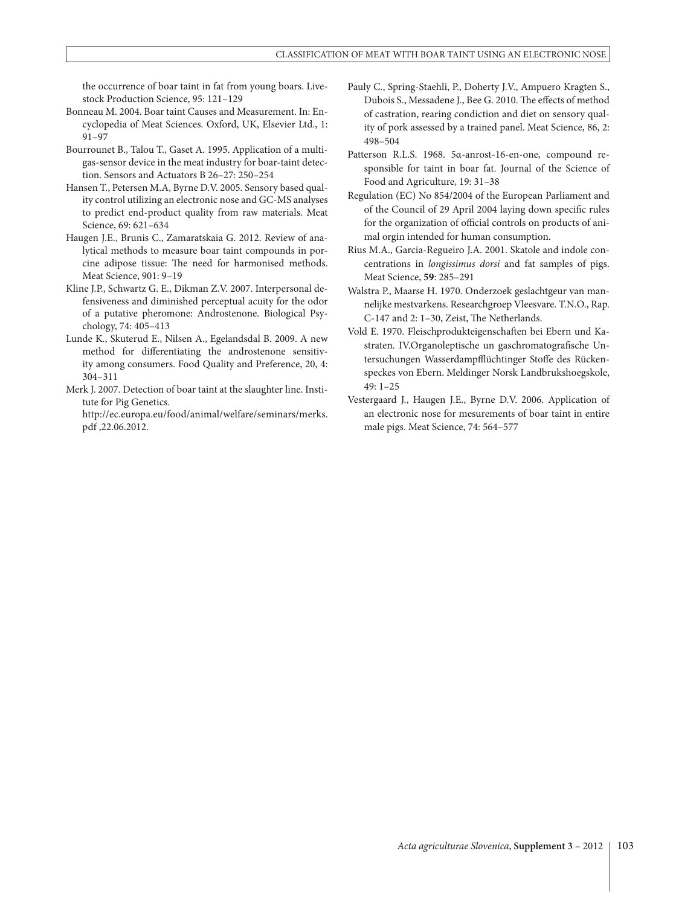the occurrence of boar taint in fat from young boars. Livestock Production Science, 95: 121–129

Bonneau M. 2004. Boar taint Causes and Measurement. In: Encyclopedia of Meat Sciences. Oxford, UK, Elsevier Ltd., 1: 91–97

Bourrounet B., Talou T., Gaset A. 1995. Application of a multi-gas-sensor device in the meat industry for boar-taint detection. Sensors and Actuators B 26–27: 250–254

Hansen T., Petersen M.A, Byrne D.V. 2005. Sensory based quality control utilizing an electronic nose and GC-MS analyses to predict end-product quality from raw materials. Meat Science, 69: 621–634

Haugen J.E., Brunis C., Zamaratskaia G. 2012. Review of analytical methods to measure boar taint compounds in porcine adipose tissue: The need for harmonised methods. Meat Science, 901: 9–19

Kline J.P., Schwartz G. E., Dikman Z.V. 2007. Interpersonal defensiveness and diminished perceptual acuity for the odor of a putative pheromone: Androstenone. Biological Psychology, 74: 405–413

Lunde K., Skuterud E., Nilsen A., Egelandsdal B. 2009. A new method for differentiating the androstenone sensitivity among consumers. Food Quality and Preference, 20, 4: 304–311

Merk J. 2007. Detection of boar taint at the slaughter line. Institute for Pig Genetics.
http://ec.europa.eu/food/animal/welfare/seminars/merks.pdf ,22.06.2012.

Pauly C., Spring-Staehli, P., Doherty J.V., Ampuero Kragten S., Dubois S., Messadene J., Bee G. 2010. The effects of method of castration, rearing condiction and diet on sensory quality of pork assessed by a trained panel. Meat Science, 86, 2: 498–504

Patterson R.L.S. 1968. 5α-anrost-16-en-one, compound responsible for taint in boar fat. Journal of the Science of Food and Agriculture, 19: 31–38

Regulation (EC) No 854/2004 of the European Parliament and of the Council of 29 April 2004 laying down specific rules for the organization of official controls on products of animal orgin intended for human consumption.

Rius M.A., Garcia-Regueiro J.A. 2001. Skatole and indole concentrations in *longissimus dorsi* and fat samples of pigs. Meat Science, **59**: 285–291

Walstra P., Maarse H. 1970. Onderzoek geslachtgeur van mannelijke mestvarkens. Researchgroep Vleesvare. T.N.O., Rap. C-147 and 2: 1–30, Zeist, The Netherlands.

Vold E. 1970. Fleischprodukteigenschaften bei Ebern und Kastraten. IV.Organoleptische un gaschromatografische Untersuchungen Wasserdampfflüchtinger Stoffe des Rückenspeckes von Ebern. Meldinger Norsk Landbrukshoegskole, 49: 1–25

Vestergaard J., Haugen J.E., Byrne D.V. 2006. Application of an electronic nose for mesurements of boar taint in entire male pigs. Meat Science, 74: 564–577